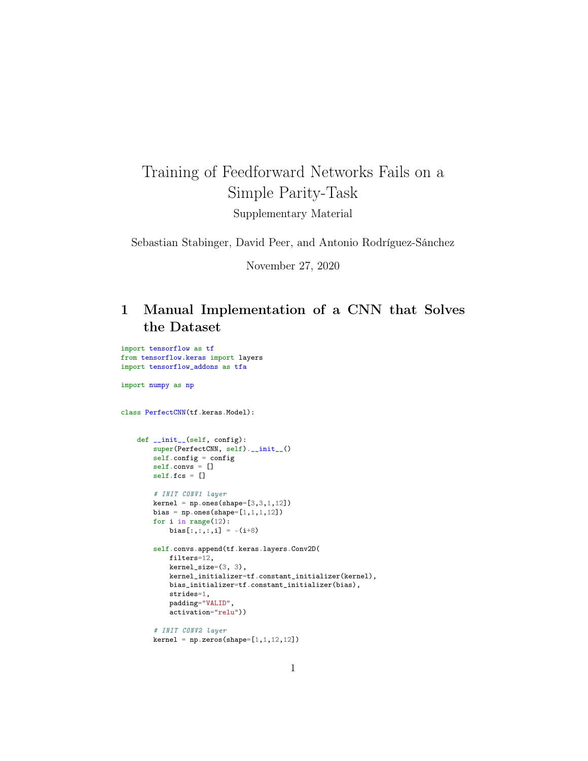# Training of Feedforward Networks Fails on a Simple Parity-Task

Supplementary Material

Sebastian Stabinger, David Peer, and Antonio Rodríguez-Sánchez

November 27, 2020

## 1 Manual Implementation of a CNN that Solves the Dataset

```
import tensorflow as tf
from tensorflow.keras import layers
import tensorflow_addons as tfa

import numpy as np


class PerfectCNN(tf.keras.Model):


    def __init__(self, config):
        super(PerfectCNN, self).__init__()
        self.config = config
        self.convs = []
        self.fcs = []

        # INIT CONV1 layer
        kernel = np.ones(shape=[3,3,1,12])
        bias = np.ones(shape=[1,1,1,12])
        for i in range(12):
            bias[:,:,:,i] = -(i+8)

        self.convs.append(tf.keras.layers.Conv2D(
            filters=12,
            kernel_size=(3, 3),
            kernel_initializer=tf.constant_initializer(kernel),
            bias_initializer=tf.constant_initializer(bias),
            strides=1,
            padding="VALID",
            activation="relu"))

        # INIT CONV2 layer
        kernel = np.zeros(shape=[1,1,12,12])
```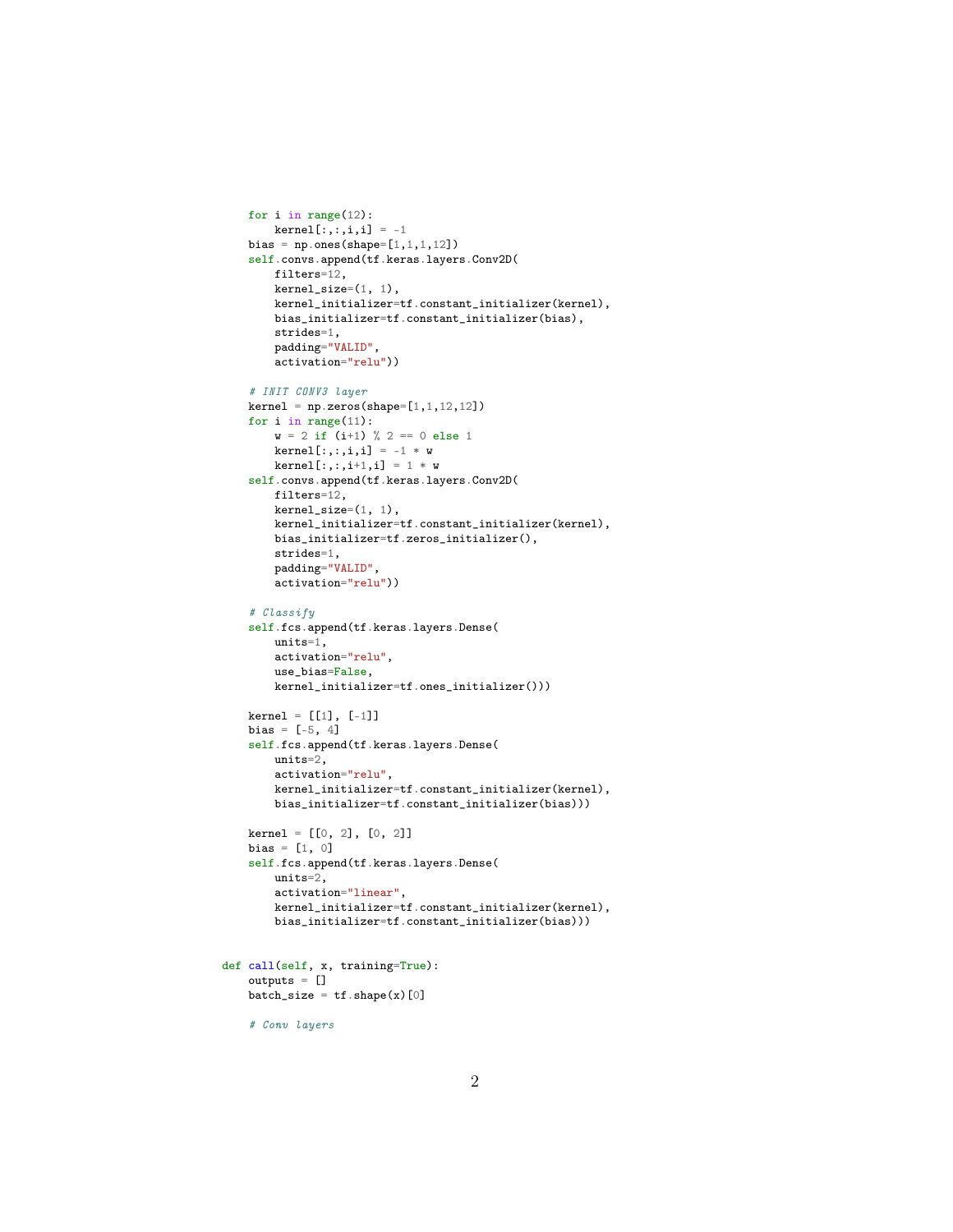```python
    for i in range(12):
        kernel[:,:,i,i] = -1
    bias = np.ones(shape=[1,1,1,12])
    self.convs.append(tf.keras.layers.Conv2D(
        filters=12,
        kernel_size=(1, 1),
        kernel_initializer=tf.constant_initializer(kernel),
        bias_initializer=tf.constant_initializer(bias),
        strides=1,
        padding="VALID",
        activation="relu"))

    # INIT CONV3 layer
    kernel = np.zeros(shape=[1,1,12,12])
    for i in range(11):
        w = 2 if (i+1) % 2 == 0 else 1
        kernel[:,:,i,i] = -1 * w
        kernel[:,:,i+1,i] = 1 * w
    self.convs.append(tf.keras.layers.Conv2D(
        filters=12,
        kernel_size=(1, 1),
        kernel_initializer=tf.constant_initializer(kernel),
        bias_initializer=tf.zeros_initializer(),
        strides=1,
        padding="VALID",
        activation="relu"))

    # Classify
    self.fcs.append(tf.keras.layers.Dense(
        units=1,
        activation="relu",
        use_bias=False,
        kernel_initializer=tf.ones_initializer()))

    kernel = [[1], [-1]]
    bias = [-5, 4]
    self.fcs.append(tf.keras.layers.Dense(
        units=2,
        activation="relu",
        kernel_initializer=tf.constant_initializer(kernel),
        bias_initializer=tf.constant_initializer(bias)))

    kernel = [[0, 2], [0, 2]]
    bias = [1, 0]
    self.fcs.append(tf.keras.layers.Dense(
        units=2,
        activation="linear",
        kernel_initializer=tf.constant_initializer(kernel),
        bias_initializer=tf.constant_initializer(bias)))


def call(self, x, training=True):
    outputs = []
    batch_size = tf.shape(x)[0]

    # Conv layers
```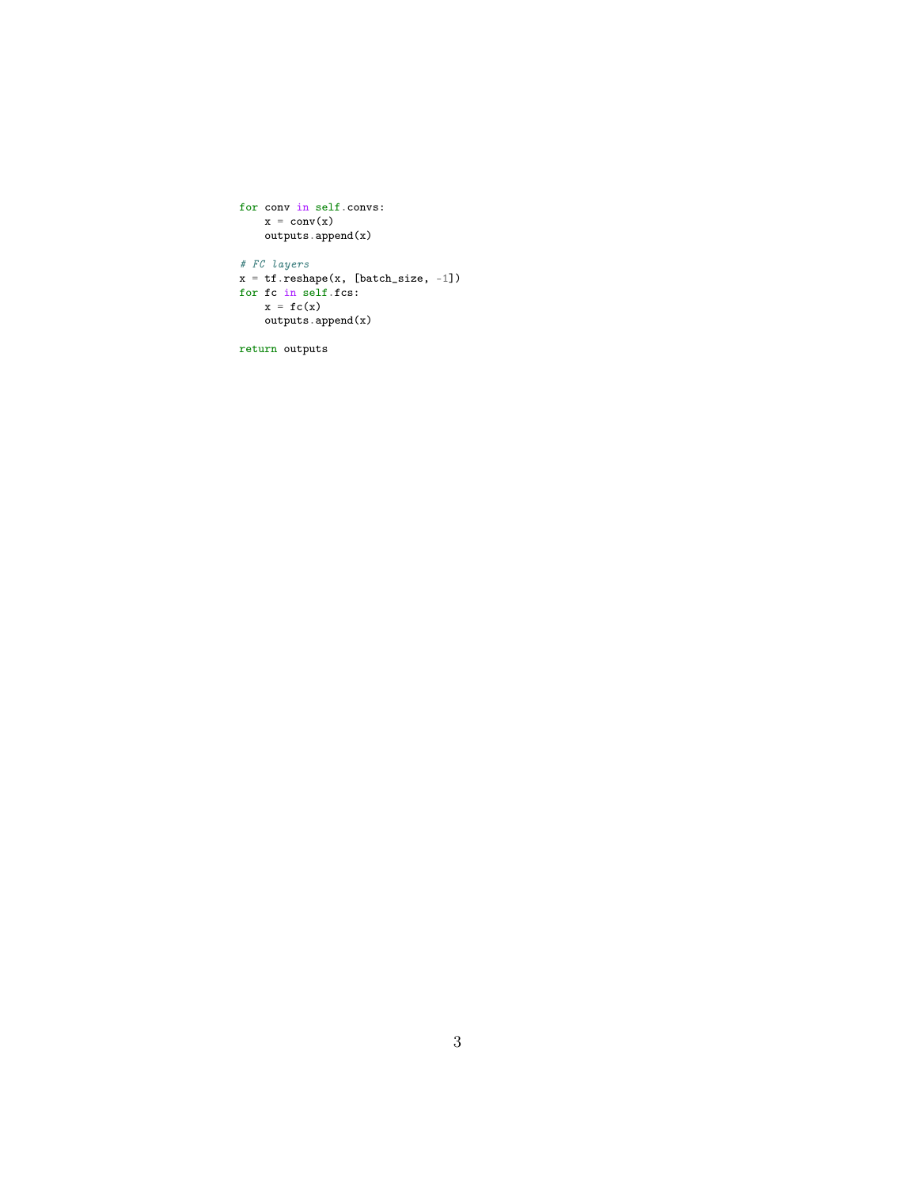```python
for conv in self.convs:
    x = conv(x)
    outputs.append(x)

# FC layers
x = tf.reshape(x, [batch_size, -1])
for fc in self.fcs:
    x = fc(x)
    outputs.append(x)

return outputs
```